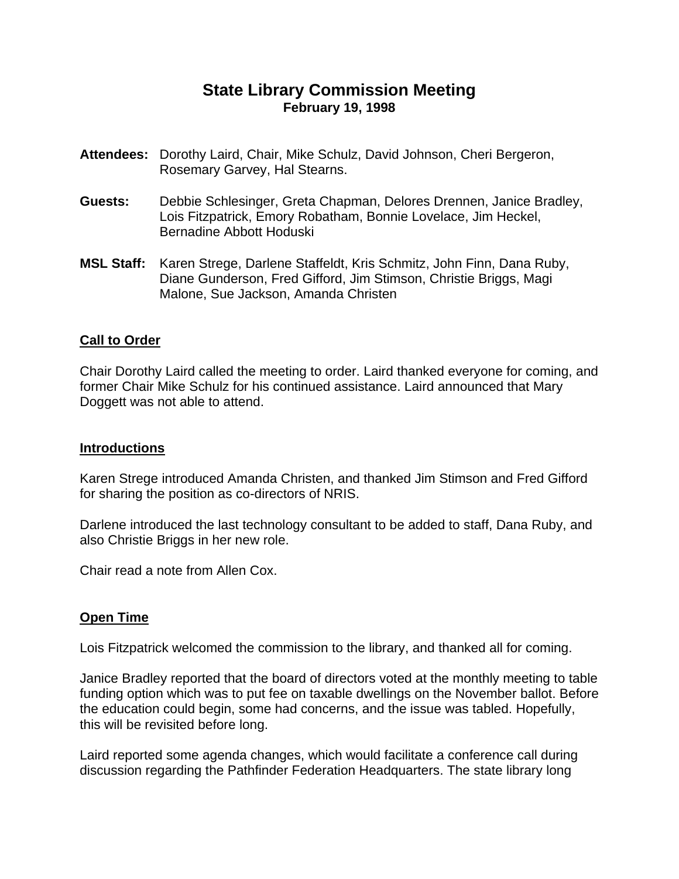# State Library Commission Meeting

**February 19, 1998**

**Attendees:** Dorothy Laird, Chair, Mike Schulz, David Johnson, Cheri Bergeron, Rosemary Garvey, Hal Stearns.

**Guests:** Debbie Schlesinger, Greta Chapman, Delores Drennen, Janice Bradley, Lois Fitzpatrick, Emory Robatham, Bonnie Lovelace, Jim Heckel, Bernadine Abbott Hoduski

**MSL Staff:** Karen Strege, Darlene Staffeldt, Kris Schmitz, John Finn, Dana Ruby, Diane Gunderson, Fred Gifford, Jim Stimson, Christie Briggs, Magi Malone, Sue Jackson, Amanda Christen

## Call to Order

Chair Dorothy Laird called the meeting to order. Laird thanked everyone for coming, and former Chair Mike Schulz for his continued assistance. Laird announced that Mary Doggett was not able to attend.

## Introductions

Karen Strege introduced Amanda Christen, and thanked Jim Stimson and Fred Gifford for sharing the position as co-directors of NRIS.

Darlene introduced the last technology consultant to be added to staff, Dana Ruby, and also Christie Briggs in her new role.

Chair read a note from Allen Cox.

## Open Time

Lois Fitzpatrick welcomed the commission to the library, and thanked all for coming.

Janice Bradley reported that the board of directors voted at the monthly meeting to table funding option which was to put fee on taxable dwellings on the November ballot. Before the education could begin, some had concerns, and the issue was tabled. Hopefully, this will be revisited before long.

Laird reported some agenda changes, which would facilitate a conference call during discussion regarding the Pathfinder Federation Headquarters. The state library long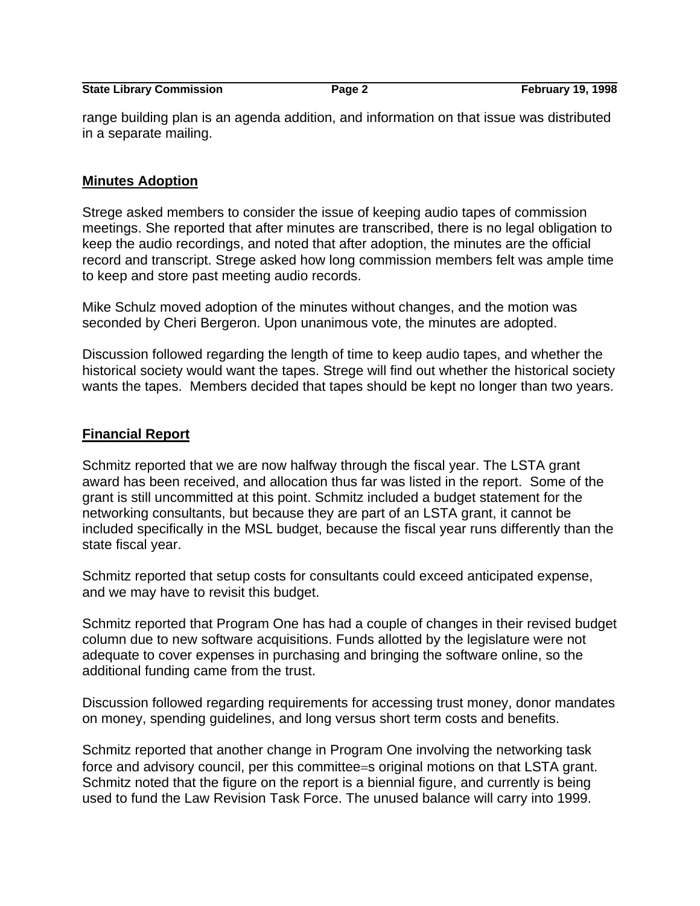range building plan is an agenda addition, and information on that issue was distributed in a separate mailing.

## Minutes Adoption

Strege asked members to consider the issue of keeping audio tapes of commission meetings. She reported that after minutes are transcribed, there is no legal obligation to keep the audio recordings, and noted that after adoption, the minutes are the official record and transcript. Strege asked how long commission members felt was ample time to keep and store past meeting audio records.

Mike Schulz moved adoption of the minutes without changes, and the motion was seconded by Cheri Bergeron. Upon unanimous vote, the minutes are adopted.

Discussion followed regarding the length of time to keep audio tapes, and whether the historical society would want the tapes. Strege will find out whether the historical society wants the tapes. Members decided that tapes should be kept no longer than two years.

## Financial Report

Schmitz reported that we are now halfway through the fiscal year. The LSTA grant award has been received, and allocation thus far was listed in the report. Some of the grant is still uncommitted at this point. Schmitz included a budget statement for the networking consultants, but because they are part of an LSTA grant, it cannot be included specifically in the MSL budget, because the fiscal year runs differently than the state fiscal year.

Schmitz reported that setup costs for consultants could exceed anticipated expense, and we may have to revisit this budget.

Schmitz reported that Program One has had a couple of changes in their revised budget column due to new software acquisitions. Funds allotted by the legislature were not adequate to cover expenses in purchasing and bringing the software online, so the additional funding came from the trust.

Discussion followed regarding requirements for accessing trust money, donor mandates on money, spending guidelines, and long versus short term costs and benefits.

Schmitz reported that another change in Program One involving the networking task force and advisory council, per this committee=s original motions on that LSTA grant. Schmitz noted that the figure on the report is a biennial figure, and currently is being used to fund the Law Revision Task Force. The unused balance will carry into 1999.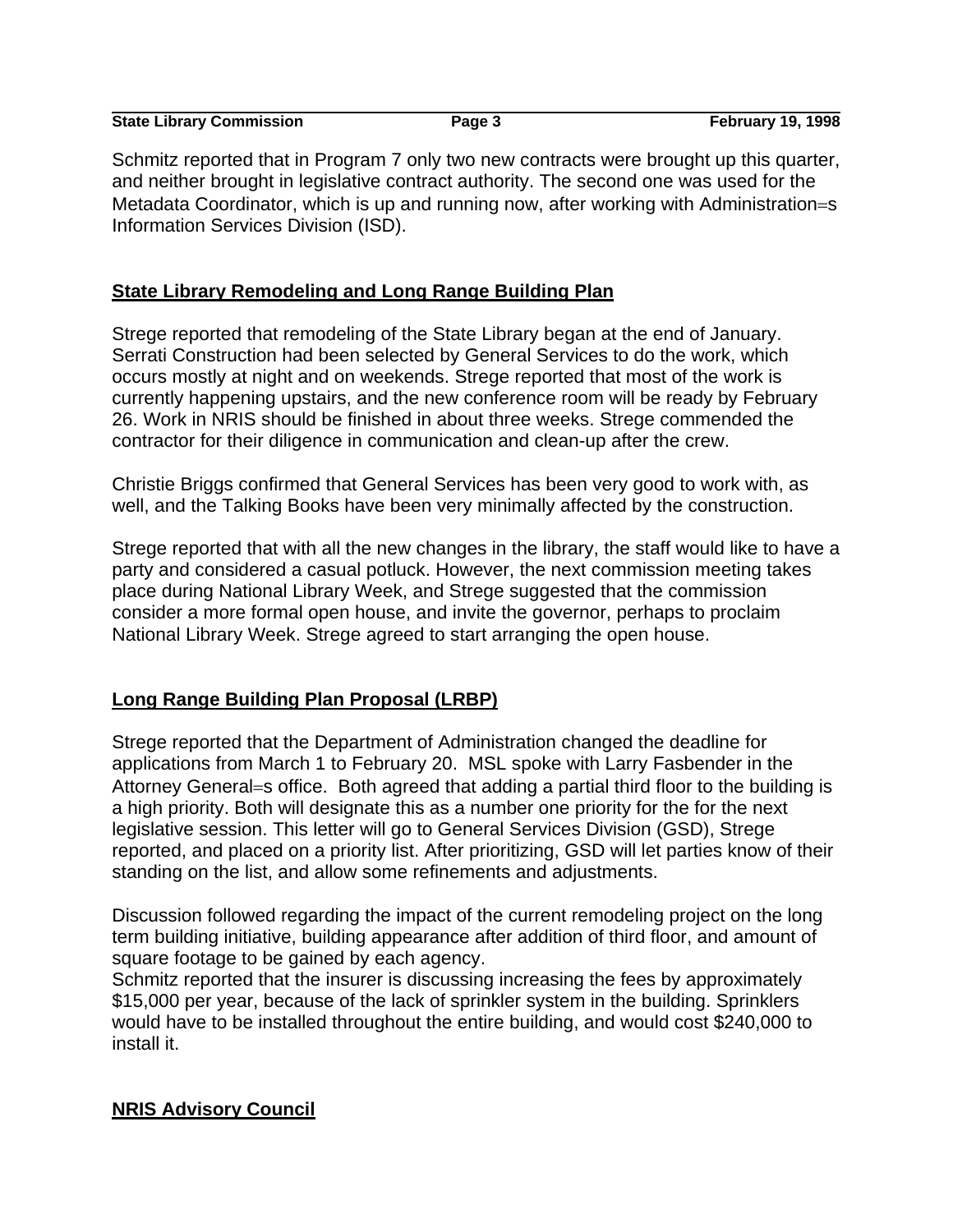Schmitz reported that in Program 7 only two new contracts were brought up this quarter, and neither brought in legislative contract authority. The second one was used for the Metadata Coordinator, which is up and running now, after working with Administration=s Information Services Division (ISD).

## State Library Remodeling and Long Range Building Plan

Strege reported that remodeling of the State Library began at the end of January. Serrati Construction had been selected by General Services to do the work, which occurs mostly at night and on weekends. Strege reported that most of the work is currently happening upstairs, and the new conference room will be ready by February 26. Work in NRIS should be finished in about three weeks. Strege commended the contractor for their diligence in communication and clean-up after the crew.

Christie Briggs confirmed that General Services has been very good to work with, as well, and the Talking Books have been very minimally affected by the construction.

Strege reported that with all the new changes in the library, the staff would like to have a party and considered a casual potluck. However, the next commission meeting takes place during National Library Week, and Strege suggested that the commission consider a more formal open house, and invite the governor, perhaps to proclaim National Library Week. Strege agreed to start arranging the open house.

## Long Range Building Plan Proposal (LRBP)

Strege reported that the Department of Administration changed the deadline for applications from March 1 to February 20. MSL spoke with Larry Fasbender in the Attorney General=s office. Both agreed that adding a partial third floor to the building is a high priority. Both will designate this as a number one priority for the for the next legislative session. This letter will go to General Services Division (GSD), Strege reported, and placed on a priority list. After prioritizing, GSD will let parties know of their standing on the list, and allow some refinements and adjustments.

Discussion followed regarding the impact of the current remodeling project on the long term building initiative, building appearance after addition of third floor, and amount of square footage to be gained by each agency.
Schmitz reported that the insurer is discussing increasing the fees by approximately $15,000 per year, because of the lack of sprinkler system in the building. Sprinklers would have to be installed throughout the entire building, and would cost $240,000 to install it.

## NRIS Advisory Council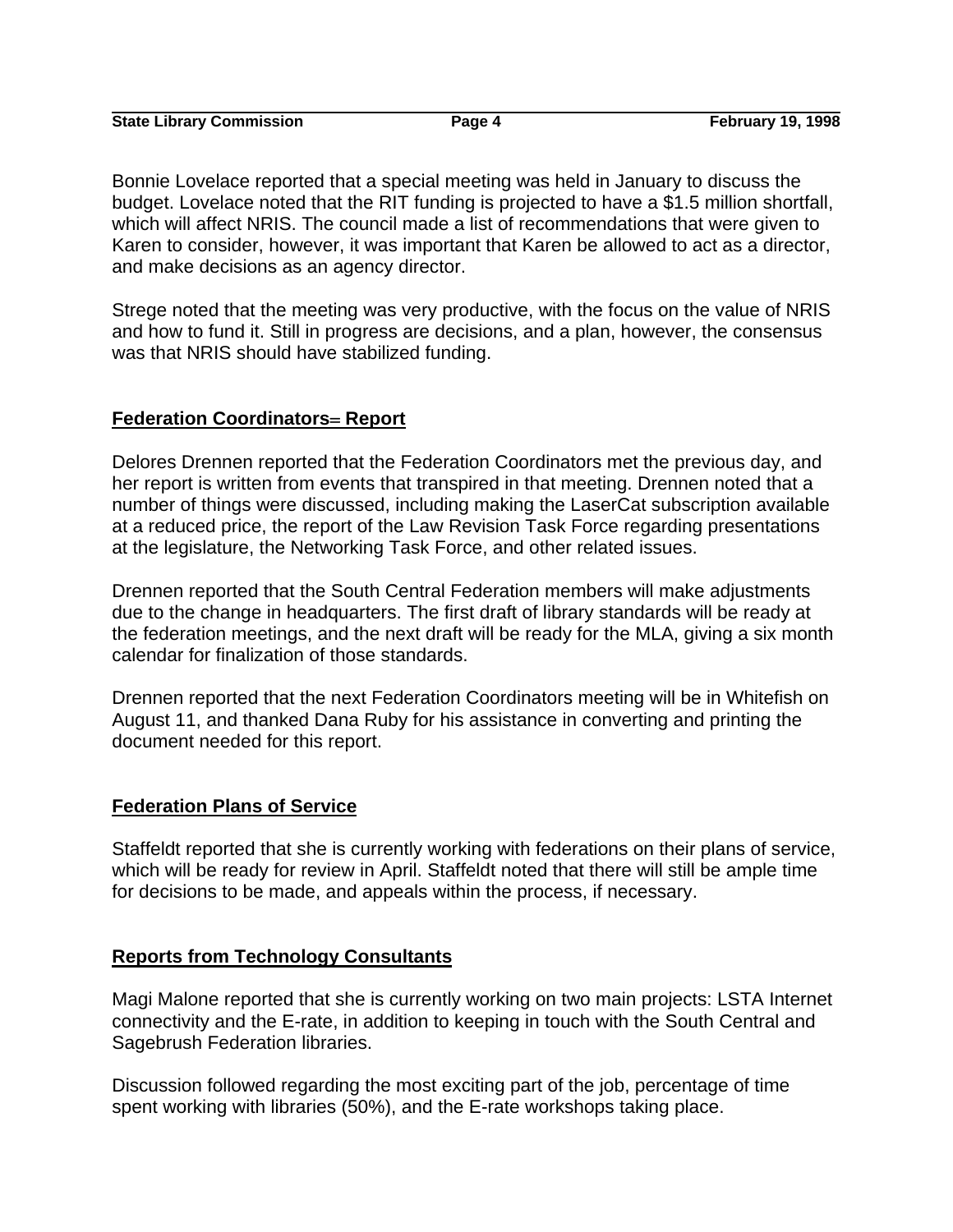Bonnie Lovelace reported that a special meeting was held in January to discuss the budget. Lovelace noted that the RIT funding is projected to have a $1.5 million shortfall, which will affect NRIS. The council made a list of recommendations that were given to Karen to consider, however, it was important that Karen be allowed to act as a director, and make decisions as an agency director.

Strege noted that the meeting was very productive, with the focus on the value of NRIS and how to fund it. Still in progress are decisions, and a plan, however, the consensus was that NRIS should have stabilized funding.

## Federation Coordinators= Report

Delores Drennen reported that the Federation Coordinators met the previous day, and her report is written from events that transpired in that meeting. Drennen noted that a number of things were discussed, including making the LaserCat subscription available at a reduced price, the report of the Law Revision Task Force regarding presentations at the legislature, the Networking Task Force, and other related issues.

Drennen reported that the South Central Federation members will make adjustments due to the change in headquarters. The first draft of library standards will be ready at the federation meetings, and the next draft will be ready for the MLA, giving a six month calendar for finalization of those standards.

Drennen reported that the next Federation Coordinators meeting will be in Whitefish on August 11, and thanked Dana Ruby for his assistance in converting and printing the document needed for this report.

## Federation Plans of Service

Staffeldt reported that she is currently working with federations on their plans of service, which will be ready for review in April. Staffeldt noted that there will still be ample time for decisions to be made, and appeals within the process, if necessary.

## Reports from Technology Consultants

Magi Malone reported that she is currently working on two main projects: LSTA Internet connectivity and the E-rate, in addition to keeping in touch with the South Central and Sagebrush Federation libraries.

Discussion followed regarding the most exciting part of the job, percentage of time spent working with libraries (50%), and the E-rate workshops taking place.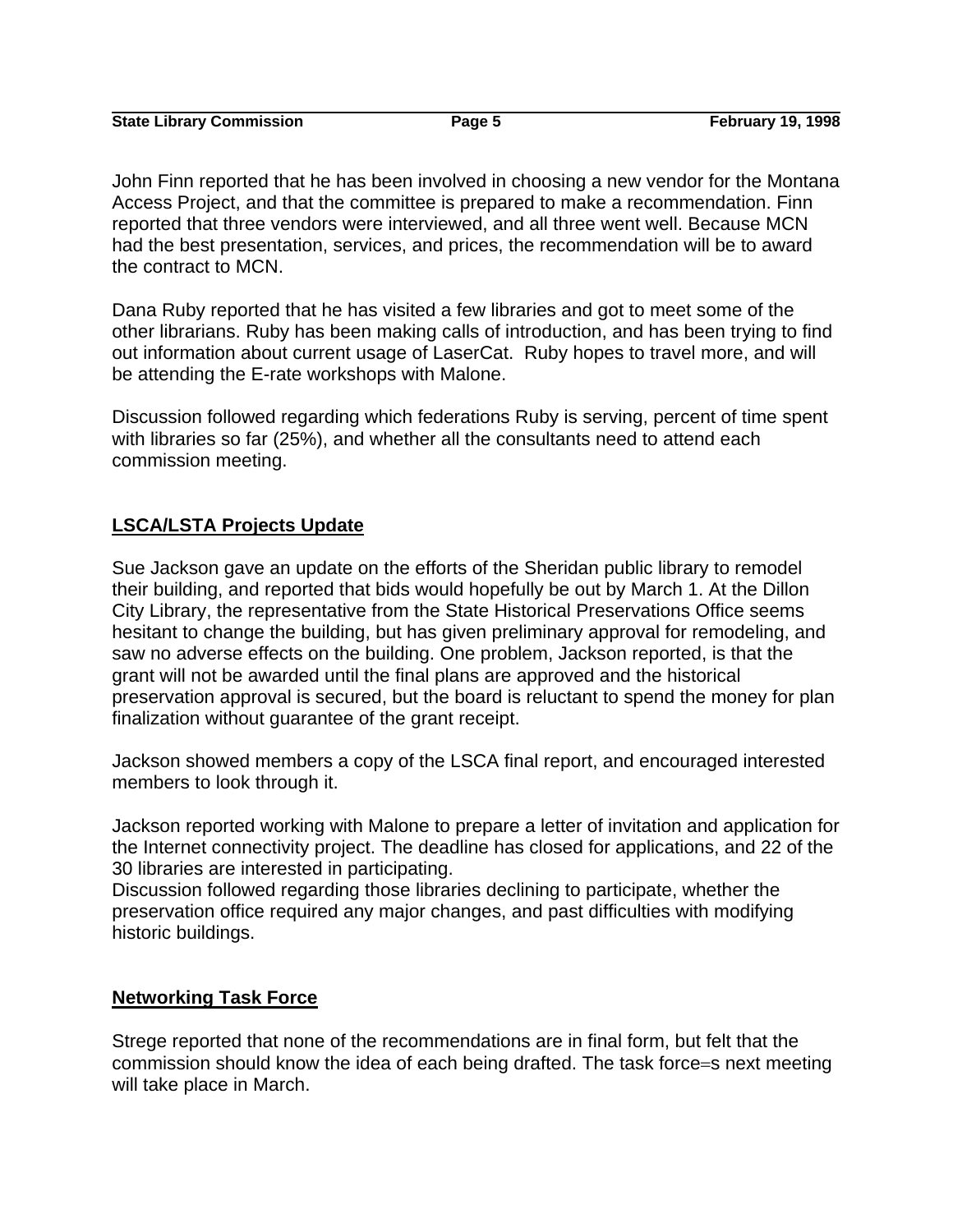John Finn reported that he has been involved in choosing a new vendor for the Montana Access Project, and that the committee is prepared to make a recommendation. Finn reported that three vendors were interviewed, and all three went well. Because MCN had the best presentation, services, and prices, the recommendation will be to award the contract to MCN.

Dana Ruby reported that he has visited a few libraries and got to meet some of the other librarians. Ruby has been making calls of introduction, and has been trying to find out information about current usage of LaserCat. Ruby hopes to travel more, and will be attending the E-rate workshops with Malone.

Discussion followed regarding which federations Ruby is serving, percent of time spent with libraries so far (25%), and whether all the consultants need to attend each commission meeting.

## LSCA/LSTA Projects Update

Sue Jackson gave an update on the efforts of the Sheridan public library to remodel their building, and reported that bids would hopefully be out by March 1. At the Dillon City Library, the representative from the State Historical Preservations Office seems hesitant to change the building, but has given preliminary approval for remodeling, and saw no adverse effects on the building. One problem, Jackson reported, is that the grant will not be awarded until the final plans are approved and the historical preservation approval is secured, but the board is reluctant to spend the money for plan finalization without guarantee of the grant receipt.

Jackson showed members a copy of the LSCA final report, and encouraged interested members to look through it.

Jackson reported working with Malone to prepare a letter of invitation and application for the Internet connectivity project. The deadline has closed for applications, and 22 of the 30 libraries are interested in participating.
Discussion followed regarding those libraries declining to participate, whether the preservation office required any major changes, and past difficulties with modifying historic buildings.

## Networking Task Force

Strege reported that none of the recommendations are in final form, but felt that the commission should know the idea of each being drafted. The task force=s next meeting will take place in March.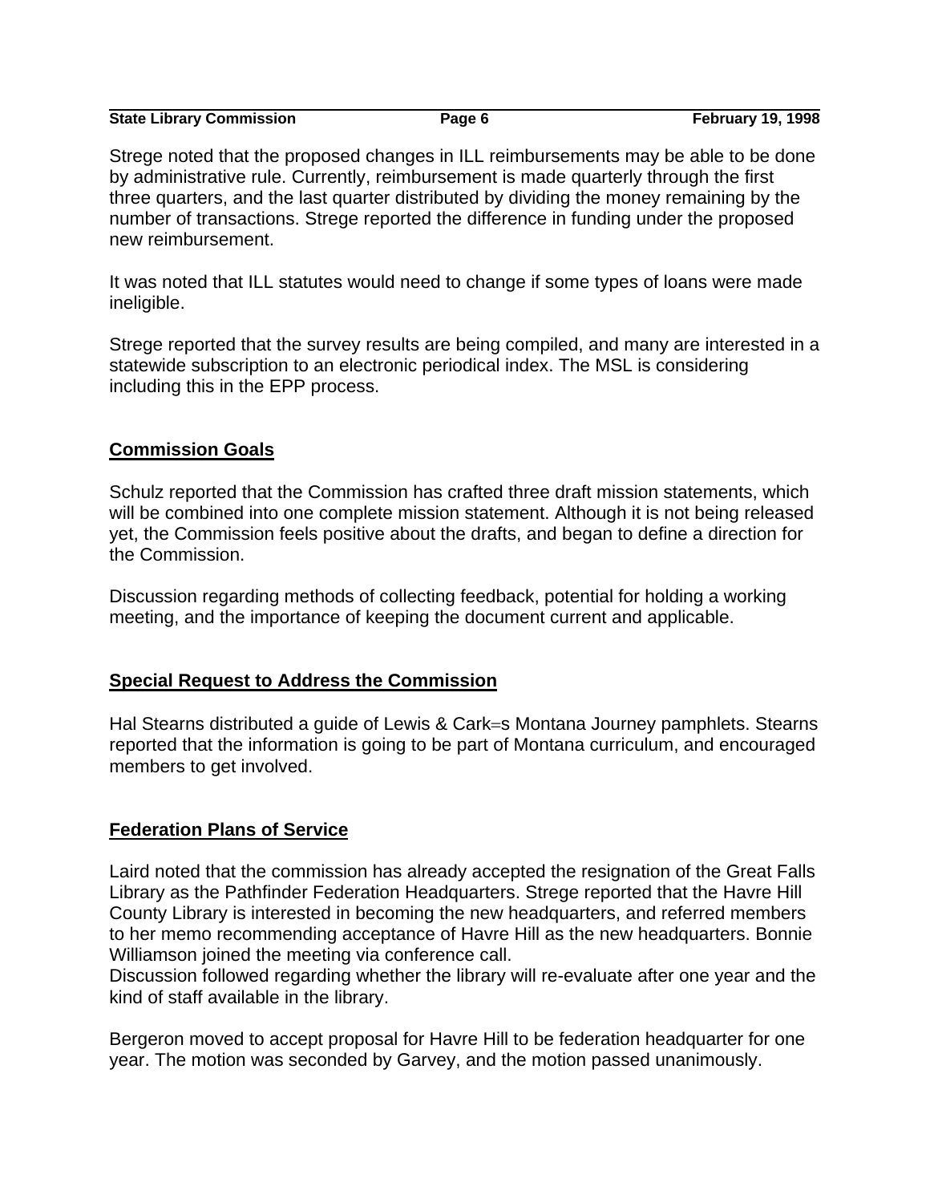Strege noted that the proposed changes in ILL reimbursements may be able to be done by administrative rule. Currently, reimbursement is made quarterly through the first three quarters, and the last quarter distributed by dividing the money remaining by the number of transactions. Strege reported the difference in funding under the proposed new reimbursement.

It was noted that ILL statutes would need to change if some types of loans were made ineligible.

Strege reported that the survey results are being compiled, and many are interested in a statewide subscription to an electronic periodical index. The MSL is considering including this in the EPP process.

## Commission Goals

Schulz reported that the Commission has crafted three draft mission statements, which will be combined into one complete mission statement. Although it is not being released yet, the Commission feels positive about the drafts, and began to define a direction for the Commission.

Discussion regarding methods of collecting feedback, potential for holding a working meeting, and the importance of keeping the document current and applicable.

## Special Request to Address the Commission

Hal Stearns distributed a guide of Lewis & Cark=s Montana Journey pamphlets. Stearns reported that the information is going to be part of Montana curriculum, and encouraged members to get involved.

## Federation Plans of Service

Laird noted that the commission has already accepted the resignation of the Great Falls Library as the Pathfinder Federation Headquarters. Strege reported that the Havre Hill County Library is interested in becoming the new headquarters, and referred members to her memo recommending acceptance of Havre Hill as the new headquarters. Bonnie Williamson joined the meeting via conference call.
Discussion followed regarding whether the library will re-evaluate after one year and the kind of staff available in the library.

Bergeron moved to accept proposal for Havre Hill to be federation headquarter for one year. The motion was seconded by Garvey, and the motion passed unanimously.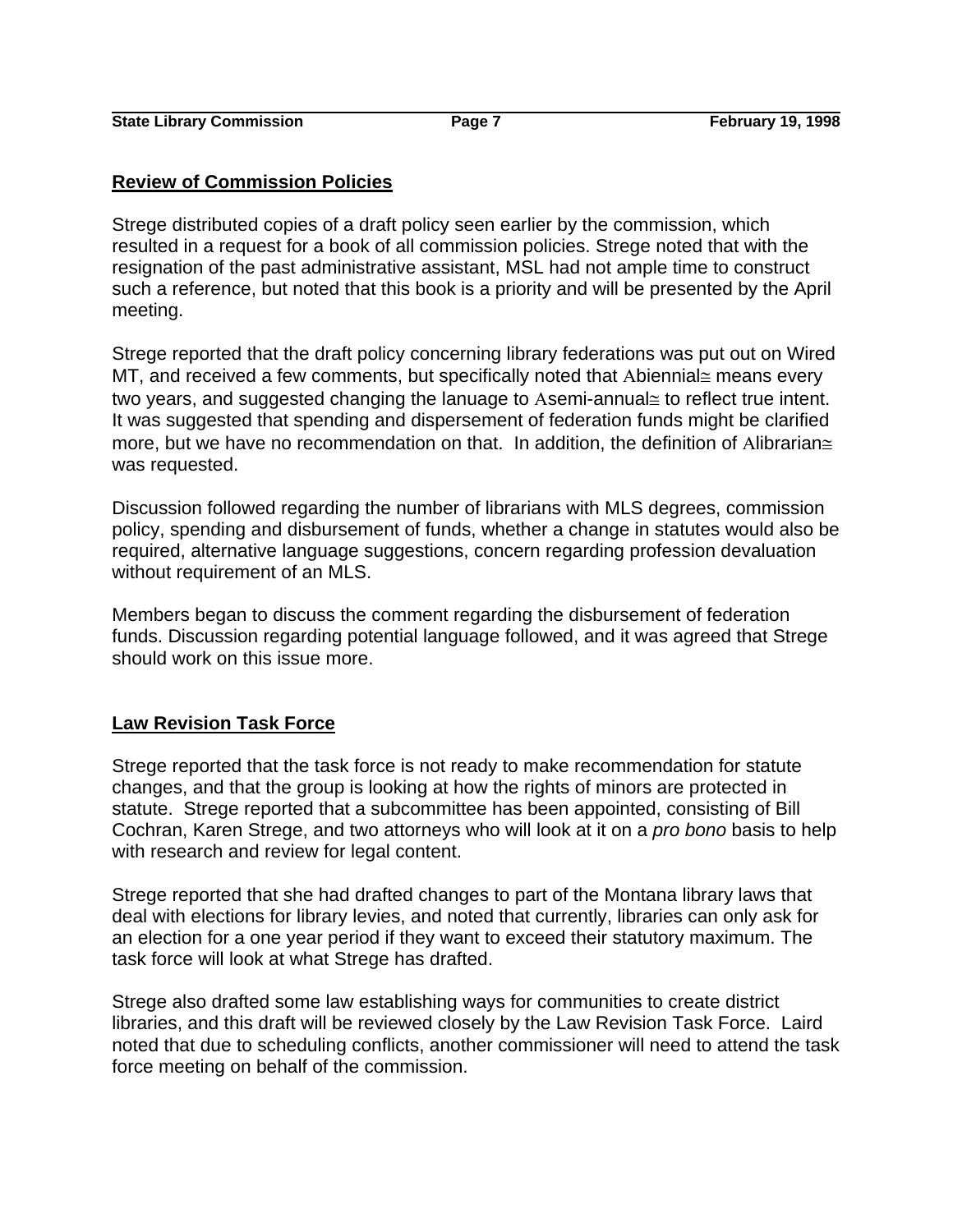## Review of Commission Policies

Strege distributed copies of a draft policy seen earlier by the commission, which resulted in a request for a book of all commission policies. Strege noted that with the resignation of the past administrative assistant, MSL had not ample time to construct such a reference, but noted that this book is a priority and will be presented by the April meeting.

Strege reported that the draft policy concerning library federations was put out on Wired MT, and received a few comments, but specifically noted that Abiennial≅ means every two years, and suggested changing the lanuage to Asemi-annual≅ to reflect true intent. It was suggested that spending and dispersement of federation funds might be clarified more, but we have no recommendation on that. In addition, the definition of Alibrarian≅ was requested.

Discussion followed regarding the number of librarians with MLS degrees, commission policy, spending and disbursement of funds, whether a change in statutes would also be required, alternative language suggestions, concern regarding profession devaluation without requirement of an MLS.

Members began to discuss the comment regarding the disbursement of federation funds. Discussion regarding potential language followed, and it was agreed that Strege should work on this issue more.

## Law Revision Task Force

Strege reported that the task force is not ready to make recommendation for statute changes, and that the group is looking at how the rights of minors are protected in statute. Strege reported that a subcommittee has been appointed, consisting of Bill Cochran, Karen Strege, and two attorneys who will look at it on a *pro bono* basis to help with research and review for legal content.

Strege reported that she had drafted changes to part of the Montana library laws that deal with elections for library levies, and noted that currently, libraries can only ask for an election for a one year period if they want to exceed their statutory maximum. The task force will look at what Strege has drafted.

Strege also drafted some law establishing ways for communities to create district libraries, and this draft will be reviewed closely by the Law Revision Task Force. Laird noted that due to scheduling conflicts, another commissioner will need to attend the task force meeting on behalf of the commission.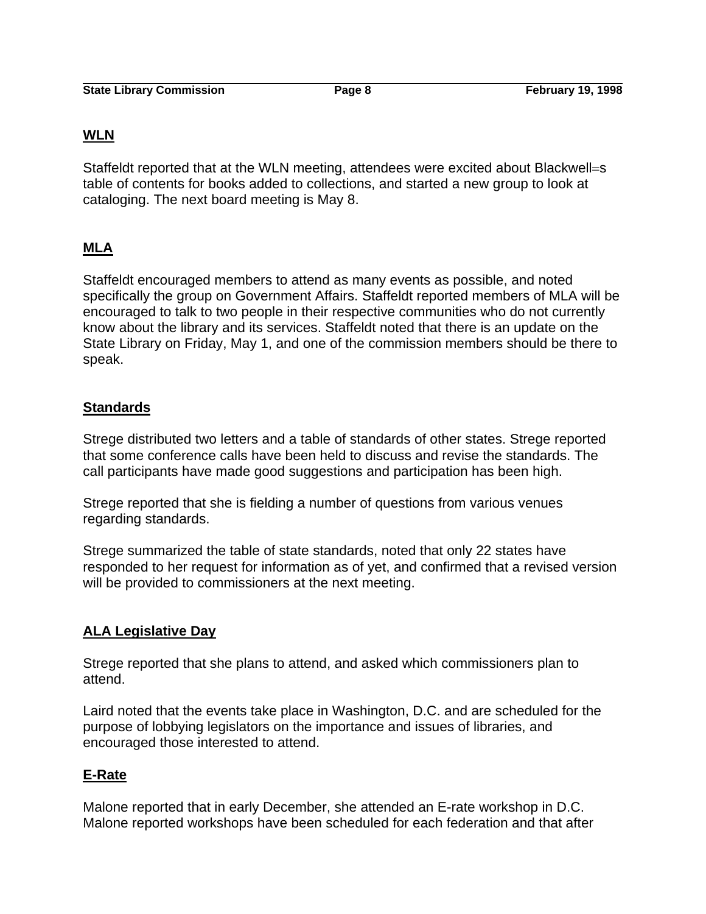## WLN

Staffeldt reported that at the WLN meeting, attendees were excited about Blackwell=s table of contents for books added to collections, and started a new group to look at cataloging. The next board meeting is May 8.

## MLA

Staffeldt encouraged members to attend as many events as possible, and noted specifically the group on Government Affairs. Staffeldt reported members of MLA will be encouraged to talk to two people in their respective communities who do not currently know about the library and its services. Staffeldt noted that there is an update on the State Library on Friday, May 1, and one of the commission members should be there to speak.

## Standards

Strege distributed two letters and a table of standards of other states. Strege reported that some conference calls have been held to discuss and revise the standards. The call participants have made good suggestions and participation has been high.

Strege reported that she is fielding a number of questions from various venues regarding standards.

Strege summarized the table of state standards, noted that only 22 states have responded to her request for information as of yet, and confirmed that a revised version will be provided to commissioners at the next meeting.

## ALA Legislative Day

Strege reported that she plans to attend, and asked which commissioners plan to attend.

Laird noted that the events take place in Washington, D.C. and are scheduled for the purpose of lobbying legislators on the importance and issues of libraries, and encouraged those interested to attend.

## E-Rate

Malone reported that in early December, she attended an E-rate workshop in D.C. Malone reported workshops have been scheduled for each federation and that after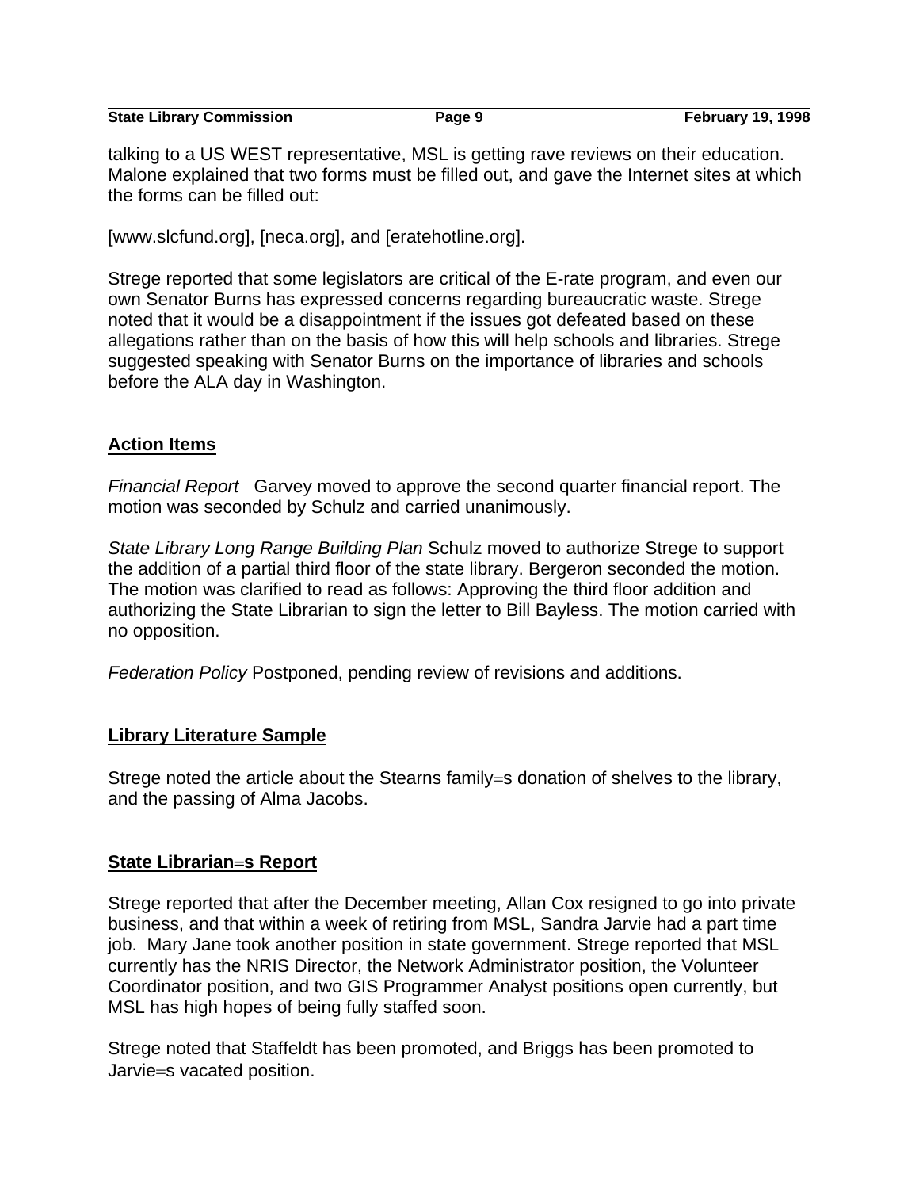talking to a US WEST representative, MSL is getting rave reviews on their education. Malone explained that two forms must be filled out, and gave the Internet sites at which the forms can be filled out:

[www.slcfund.org], [neca.org], and [eratehotline.org].

Strege reported that some legislators are critical of the E-rate program, and even our own Senator Burns has expressed concerns regarding bureaucratic waste. Strege noted that it would be a disappointment if the issues got defeated based on these allegations rather than on the basis of how this will help schools and libraries. Strege suggested speaking with Senator Burns on the importance of libraries and schools before the ALA day in Washington.

## Action Items

*Financial Report* Garvey moved to approve the second quarter financial report. The motion was seconded by Schulz and carried unanimously.

*State Library Long Range Building Plan* Schulz moved to authorize Strege to support the addition of a partial third floor of the state library. Bergeron seconded the motion. The motion was clarified to read as follows: Approving the third floor addition and authorizing the State Librarian to sign the letter to Bill Bayless. The motion carried with no opposition.

*Federation Policy* Postponed, pending review of revisions and additions.

## Library Literature Sample

Strege noted the article about the Stearns family=s donation of shelves to the library, and the passing of Alma Jacobs.

## State Librarian=s Report

Strege reported that after the December meeting, Allan Cox resigned to go into private business, and that within a week of retiring from MSL, Sandra Jarvie had a part time job. Mary Jane took another position in state government. Strege reported that MSL currently has the NRIS Director, the Network Administrator position, the Volunteer Coordinator position, and two GIS Programmer Analyst positions open currently, but MSL has high hopes of being fully staffed soon.

Strege noted that Staffeldt has been promoted, and Briggs has been promoted to Jarvie=s vacated position.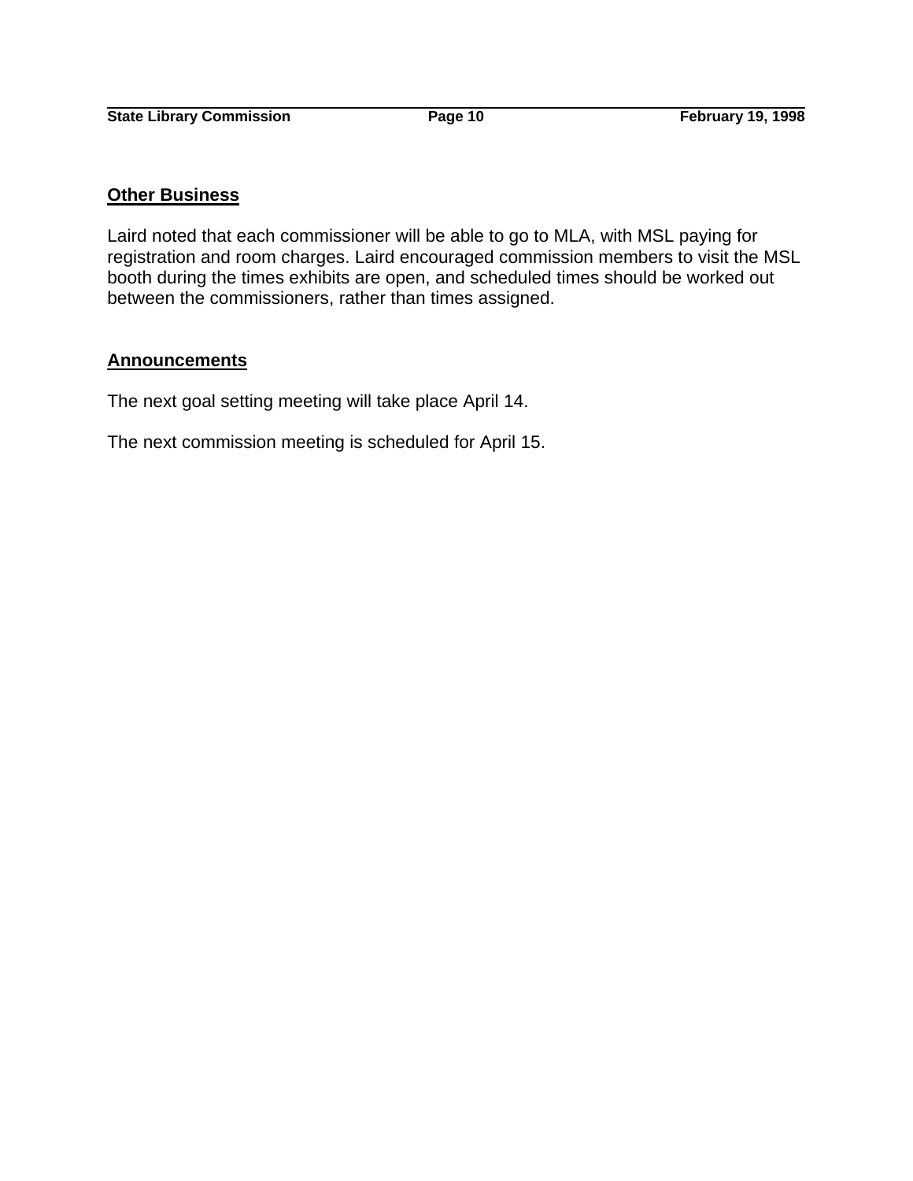## Other Business

Laird noted that each commissioner will be able to go to MLA, with MSL paying for registration and room charges. Laird encouraged commission members to visit the MSL booth during the times exhibits are open, and scheduled times should be worked out between the commissioners, rather than times assigned.

## Announcements

The next goal setting meeting will take place April 14.

The next commission meeting is scheduled for April 15.